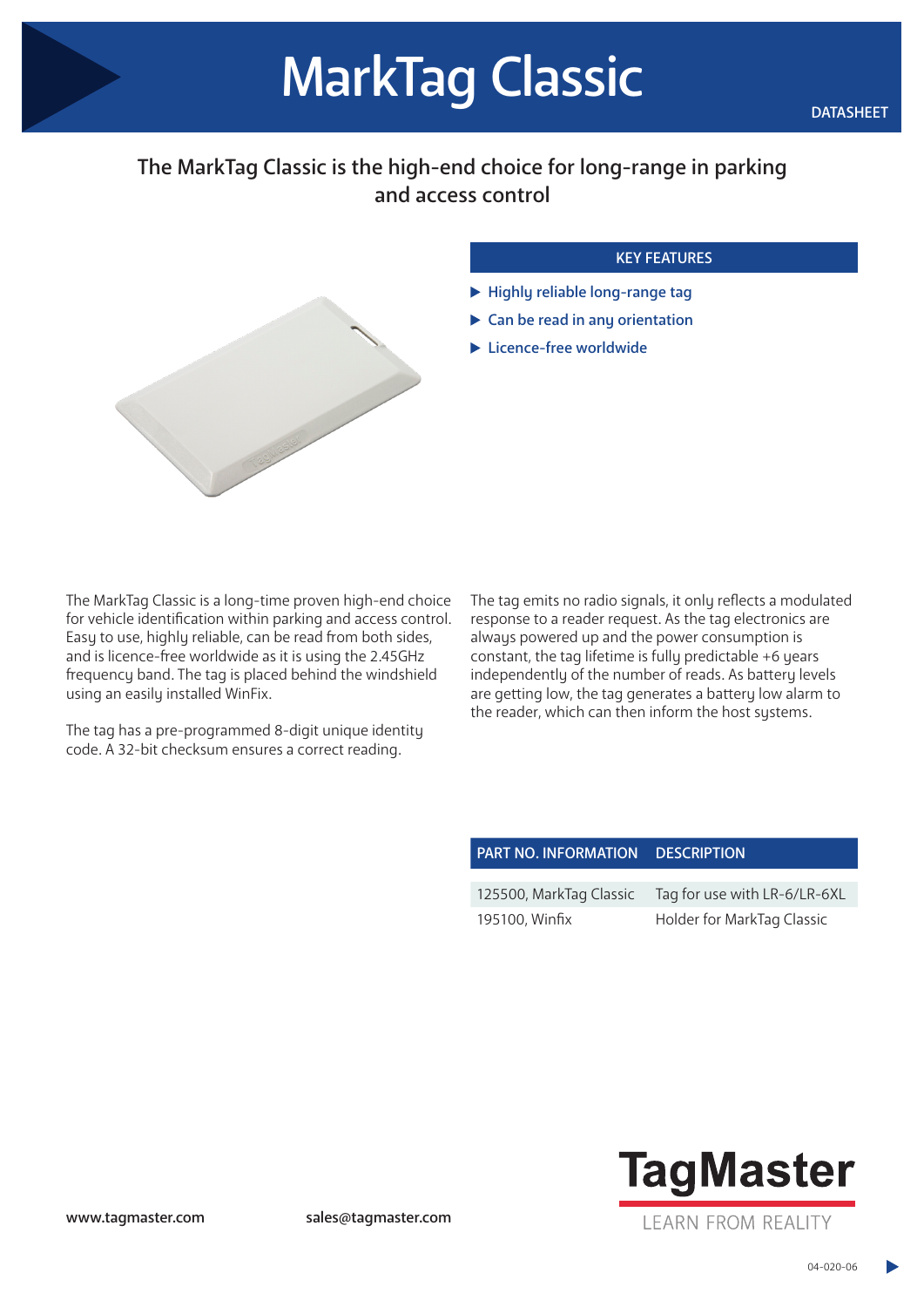# MarkTag Classic

DATASHEET

## The MarkTag Classic is the high-end choice for long-range in parking and access control

### KEY FEATURES

- Highly reliable long-range tag
- Can be read in any orientation
- Licence-free worldwide

The MarkTag Classic is a long-time proven high-end choice for vehicle identification within parking and access control. Easy to use, highly reliable, can be read from both sides, and is licence-free worldwide as it is using the 2.45GHz frequency band. The tag is placed behind the windshield using an easily installed WinFix.

The tag has a pre-programmed 8-digit unique identity code. A 32-bit checksum ensures a correct reading.

The tag emits no radio signals, it only reflects a modulated response to a reader request. As the tag electronics are always powered up and the power consumption is constant, the tag lifetime is fully predictable +6 years independently of the number of reads. As battery levels are getting low, the tag generates a battery low alarm to the reader, which can then inform the host systems.

| PART NO. INFORMATION | DESCRIPTION |
|---|---|
| 125500, MarkTag Classic | Tag for use with LR-6/LR-6XL |
| 195100, Winfix | Holder for MarkTag Classic |

www.tagmaster.com

sales@tagmaster.com

TagMaster
LEARN FROM REALITY

04-020-06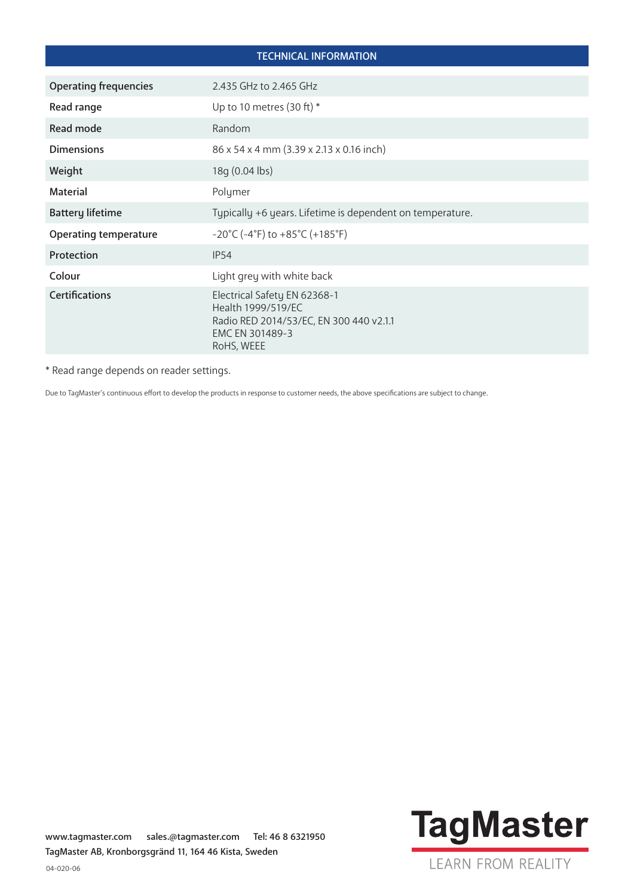## TECHNICAL INFORMATION

| | |
|---|---|
| **Operating frequencies** | 2.435 GHz to 2.465 GHz |
| **Read range** | Up to 10 metres (30 ft) * |
| **Read mode** | Random |
| **Dimensions** | 86 x 54 x 4 mm (3.39 x 2.13 x 0.16 inch) |
| **Weight** | 18g (0.04 lbs) |
| **Material** | Polymer |
| **Battery lifetime** | Typically +6 years. Lifetime is dependent on temperature. |
| **Operating temperature** | -20°C (-4°F) to +85°C (+185°F) |
| **Protection** | IP54 |
| **Colour** | Light grey with white back |
| **Certifications** | Electrical Safety EN 62368-1<br>Health 1999/519/EC<br>Radio RED 2014/53/EC, EN 300 440 v2.1.1<br>EMC EN 301489-3<br>RoHS, WEEE |

* Read range depends on reader settings.

Due to TagMaster's continuous effort to develop the products in response to customer needs, the above specifications are subject to change.

**www.tagmaster.com sales.@tagmaster.com Tel: 46 8 6321950**
**TagMaster AB, Kronborgsgränd 11, 164 46 Kista, Sweden**

04-020-06

**TagMaster**
LEARN FROM REALITY